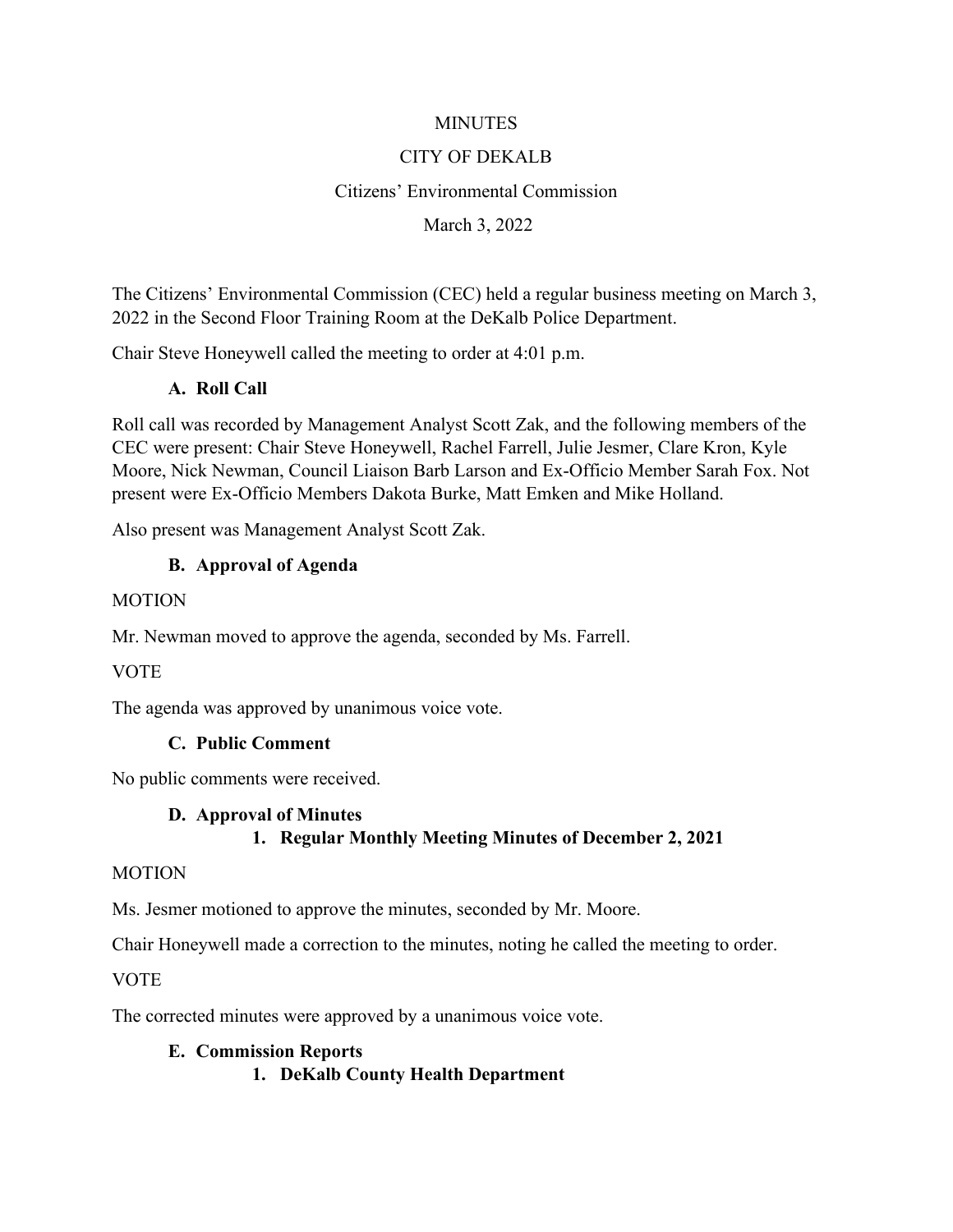MINUTES

CITY OF DEKALB

Citizens' Environmental Commission

March 3, 2022

The Citizens' Environmental Commission (CEC) held a regular business meeting on March 3, 2022 in the Second Floor Training Room at the DeKalb Police Department.

Chair Steve Honeywell called the meeting to order at 4:01 p.m.

### A. Roll Call

Roll call was recorded by Management Analyst Scott Zak, and the following members of the CEC were present: Chair Steve Honeywell, Rachel Farrell, Julie Jesmer, Clare Kron, Kyle Moore, Nick Newman, Council Liaison Barb Larson and Ex-Officio Member Sarah Fox. Not present were Ex-Officio Members Dakota Burke, Matt Emken and Mike Holland.

Also present was Management Analyst Scott Zak.

### B. Approval of Agenda

MOTION

Mr. Newman moved to approve the agenda, seconded by Ms. Farrell.

VOTE

The agenda was approved by unanimous voice vote.

### C. Public Comment

No public comments were received.

### D. Approval of Minutes

#### 1. Regular Monthly Meeting Minutes of December 2, 2021

MOTION

Ms. Jesmer motioned to approve the minutes, seconded by Mr. Moore.

Chair Honeywell made a correction to the minutes, noting he called the meeting to order.

VOTE

The corrected minutes were approved by a unanimous voice vote.

### E. Commission Reports

#### 1. DeKalb County Health Department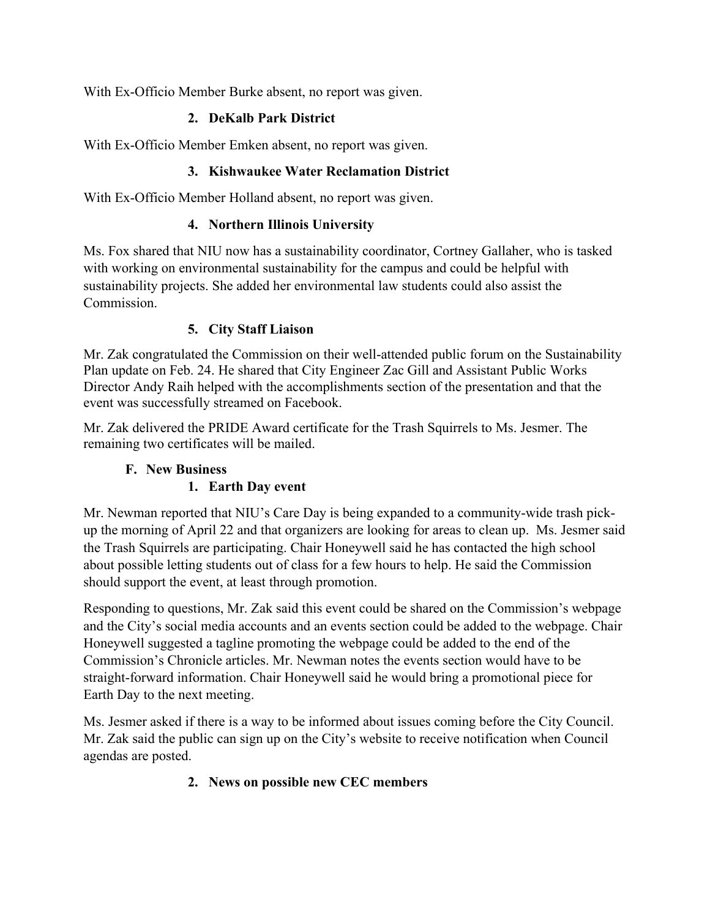With Ex-Officio Member Burke absent, no report was given.

### 2. DeKalb Park District

With Ex-Officio Member Emken absent, no report was given.

### 3. Kishwaukee Water Reclamation District

With Ex-Officio Member Holland absent, no report was given.

### 4. Northern Illinois University

Ms. Fox shared that NIU now has a sustainability coordinator, Cortney Gallaher, who is tasked with working on environmental sustainability for the campus and could be helpful with sustainability projects. She added her environmental law students could also assist the Commission.

### 5. City Staff Liaison

Mr. Zak congratulated the Commission on their well-attended public forum on the Sustainability Plan update on Feb. 24. He shared that City Engineer Zac Gill and Assistant Public Works Director Andy Raih helped with the accomplishments section of the presentation and that the event was successfully streamed on Facebook.

Mr. Zak delivered the PRIDE Award certificate for the Trash Squirrels to Ms. Jesmer. The remaining two certificates will be mailed.

## F. New Business

### 1. Earth Day event

Mr. Newman reported that NIU's Care Day is being expanded to a community-wide trash pick-up the morning of April 22 and that organizers are looking for areas to clean up. Ms. Jesmer said the Trash Squirrels are participating. Chair Honeywell said he has contacted the high school about possible letting students out of class for a few hours to help. He said the Commission should support the event, at least through promotion.

Responding to questions, Mr. Zak said this event could be shared on the Commission's webpage and the City's social media accounts and an events section could be added to the webpage. Chair Honeywell suggested a tagline promoting the webpage could be added to the end of the Commission's Chronicle articles. Mr. Newman notes the events section would have to be straight-forward information. Chair Honeywell said he would bring a promotional piece for Earth Day to the next meeting.

Ms. Jesmer asked if there is a way to be informed about issues coming before the City Council. Mr. Zak said the public can sign up on the City's website to receive notification when Council agendas are posted.

### 2. News on possible new CEC members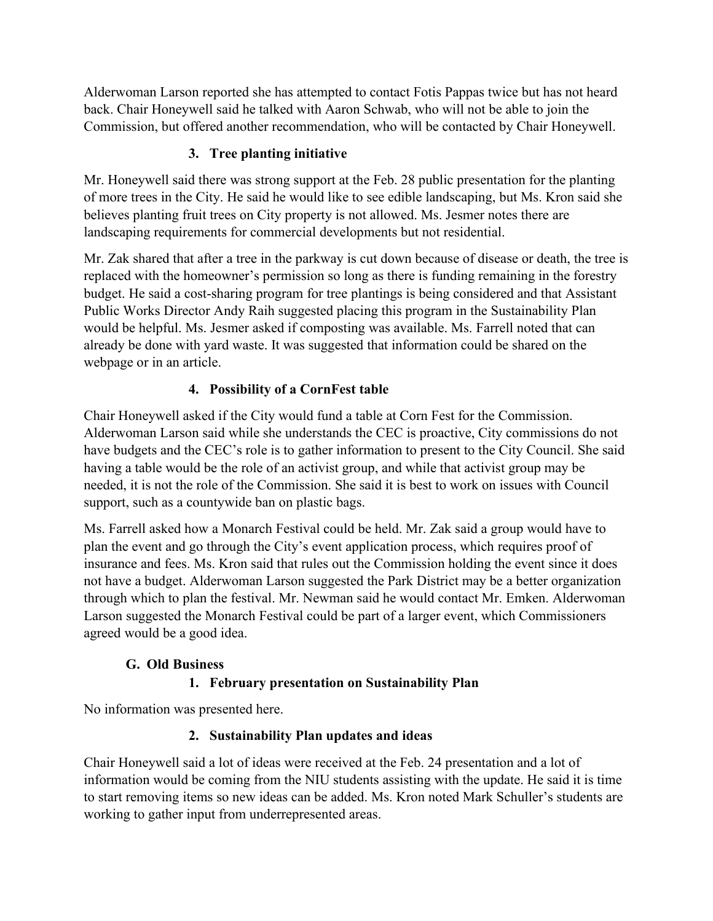Alderwoman Larson reported she has attempted to contact Fotis Pappas twice but has not heard back. Chair Honeywell said he talked with Aaron Schwab, who will not be able to join the Commission, but offered another recommendation, who will be contacted by Chair Honeywell.

### 3. Tree planting initiative

Mr. Honeywell said there was strong support at the Feb. 28 public presentation for the planting of more trees in the City. He said he would like to see edible landscaping, but Ms. Kron said she believes planting fruit trees on City property is not allowed. Ms. Jesmer notes there are landscaping requirements for commercial developments but not residential.

Mr. Zak shared that after a tree in the parkway is cut down because of disease or death, the tree is replaced with the homeowner's permission so long as there is funding remaining in the forestry budget. He said a cost-sharing program for tree plantings is being considered and that Assistant Public Works Director Andy Raih suggested placing this program in the Sustainability Plan would be helpful. Ms. Jesmer asked if composting was available. Ms. Farrell noted that can already be done with yard waste. It was suggested that information could be shared on the webpage or in an article.

### 4. Possibility of a CornFest table

Chair Honeywell asked if the City would fund a table at Corn Fest for the Commission. Alderwoman Larson said while she understands the CEC is proactive, City commissions do not have budgets and the CEC's role is to gather information to present to the City Council. She said having a table would be the role of an activist group, and while that activist group may be needed, it is not the role of the Commission. She said it is best to work on issues with Council support, such as a countywide ban on plastic bags.

Ms. Farrell asked how a Monarch Festival could be held. Mr. Zak said a group would have to plan the event and go through the City's event application process, which requires proof of insurance and fees. Ms. Kron said that rules out the Commission holding the event since it does not have a budget. Alderwoman Larson suggested the Park District may be a better organization through which to plan the festival. Mr. Newman said he would contact Mr. Emken. Alderwoman Larson suggested the Monarch Festival could be part of a larger event, which Commissioners agreed would be a good idea.

## G. Old Business

### 1. February presentation on Sustainability Plan

No information was presented here.

### 2. Sustainability Plan updates and ideas

Chair Honeywell said a lot of ideas were received at the Feb. 24 presentation and a lot of information would be coming from the NIU students assisting with the update. He said it is time to start removing items so new ideas can be added. Ms. Kron noted Mark Schuller's students are working to gather input from underrepresented areas.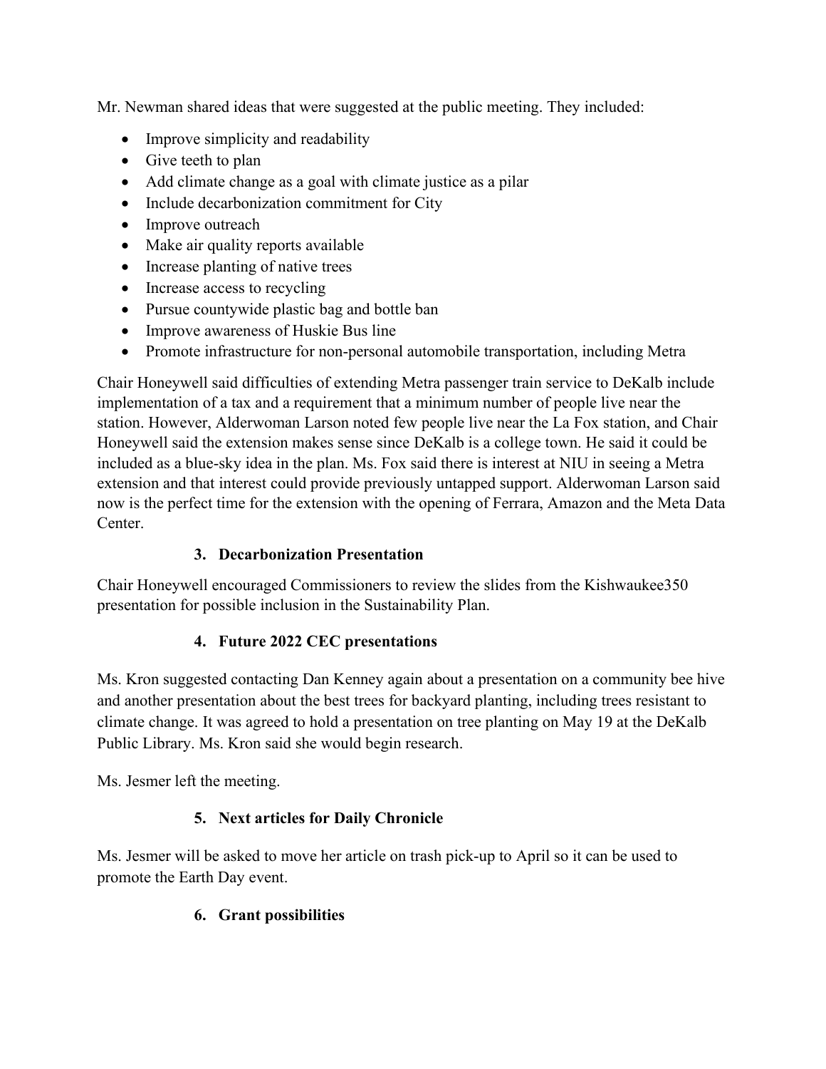Mr. Newman shared ideas that were suggested at the public meeting. They included:

- Improve simplicity and readability
- Give teeth to plan
- Add climate change as a goal with climate justice as a pilar
- Include decarbonization commitment for City
- Improve outreach
- Make air quality reports available
- Increase planting of native trees
- Increase access to recycling
- Pursue countywide plastic bag and bottle ban
- Improve awareness of Huskie Bus line
- Promote infrastructure for non-personal automobile transportation, including Metra

Chair Honeywell said difficulties of extending Metra passenger train service to DeKalb include implementation of a tax and a requirement that a minimum number of people live near the station. However, Alderwoman Larson noted few people live near the La Fox station, and Chair Honeywell said the extension makes sense since DeKalb is a college town. He said it could be included as a blue-sky idea in the plan. Ms. Fox said there is interest at NIU in seeing a Metra extension and that interest could provide previously untapped support. Alderwoman Larson said now is the perfect time for the extension with the opening of Ferrara, Amazon and the Meta Data Center.

**3. Decarbonization Presentation**

Chair Honeywell encouraged Commissioners to review the slides from the Kishwaukee350 presentation for possible inclusion in the Sustainability Plan.

**4. Future 2022 CEC presentations**

Ms. Kron suggested contacting Dan Kenney again about a presentation on a community bee hive and another presentation about the best trees for backyard planting, including trees resistant to climate change. It was agreed to hold a presentation on tree planting on May 19 at the DeKalb Public Library. Ms. Kron said she would begin research.

Ms. Jesmer left the meeting.

**5. Next articles for Daily Chronicle**

Ms. Jesmer will be asked to move her article on trash pick-up to April so it can be used to promote the Earth Day event.

**6. Grant possibilities**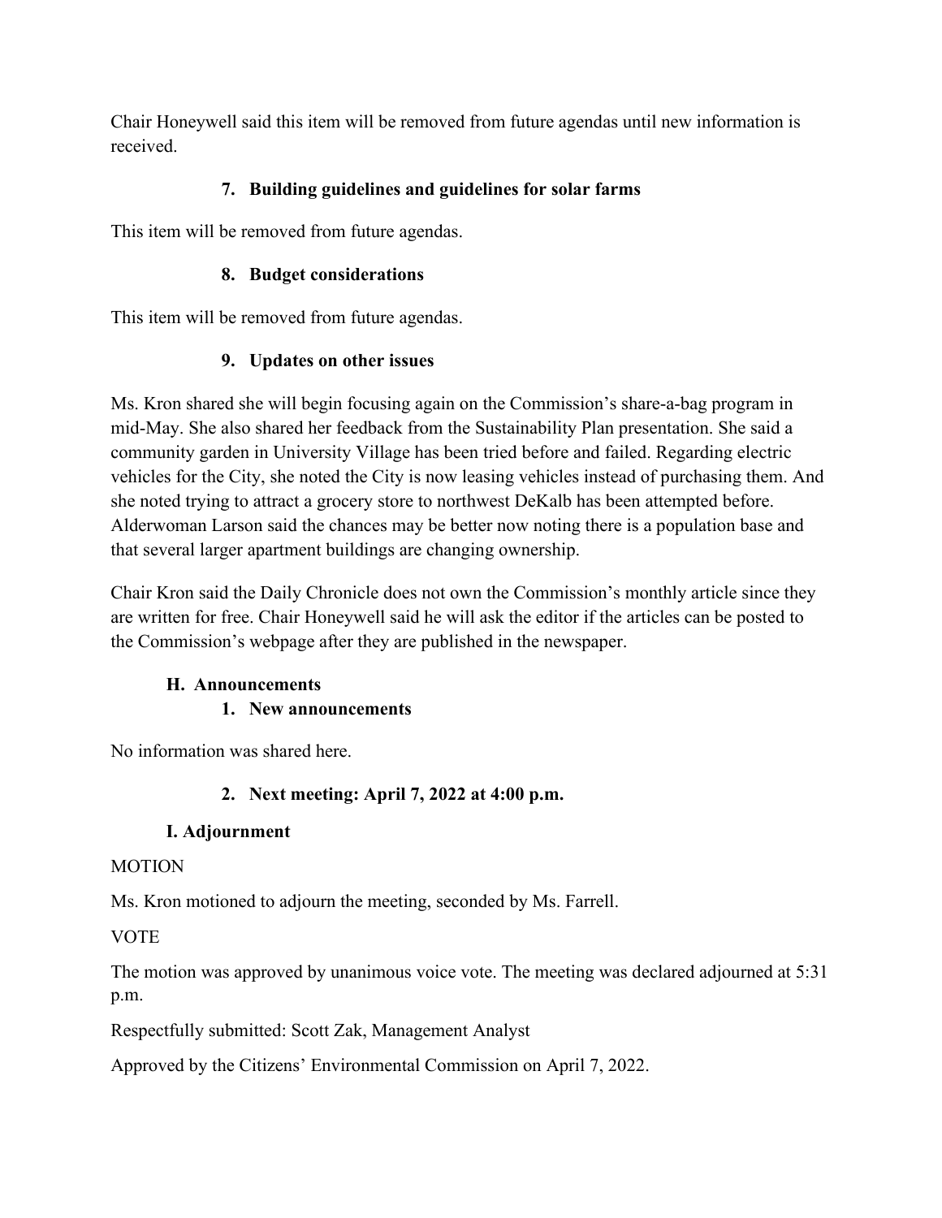Chair Honeywell said this item will be removed from future agendas until new information is received.

### 7. Building guidelines and guidelines for solar farms

This item will be removed from future agendas.

### 8. Budget considerations

This item will be removed from future agendas.

### 9. Updates on other issues

Ms. Kron shared she will begin focusing again on the Commission's share-a-bag program in mid-May. She also shared her feedback from the Sustainability Plan presentation. She said a community garden in University Village has been tried before and failed. Regarding electric vehicles for the City, she noted the City is now leasing vehicles instead of purchasing them. And she noted trying to attract a grocery store to northwest DeKalb has been attempted before. Alderwoman Larson said the chances may be better now noting there is a population base and that several larger apartment buildings are changing ownership.

Chair Kron said the Daily Chronicle does not own the Commission's monthly article since they are written for free. Chair Honeywell said he will ask the editor if the articles can be posted to the Commission's webpage after they are published in the newspaper.

## H. Announcements

### 1. New announcements

No information was shared here.

### 2. Next meeting: April 7, 2022 at 4:00 p.m.

## I. Adjournment

MOTION

Ms. Kron motioned to adjourn the meeting, seconded by Ms. Farrell.

VOTE

The motion was approved by unanimous voice vote. The meeting was declared adjourned at 5:31 p.m.

Respectfully submitted: Scott Zak, Management Analyst

Approved by the Citizens' Environmental Commission on April 7, 2022.